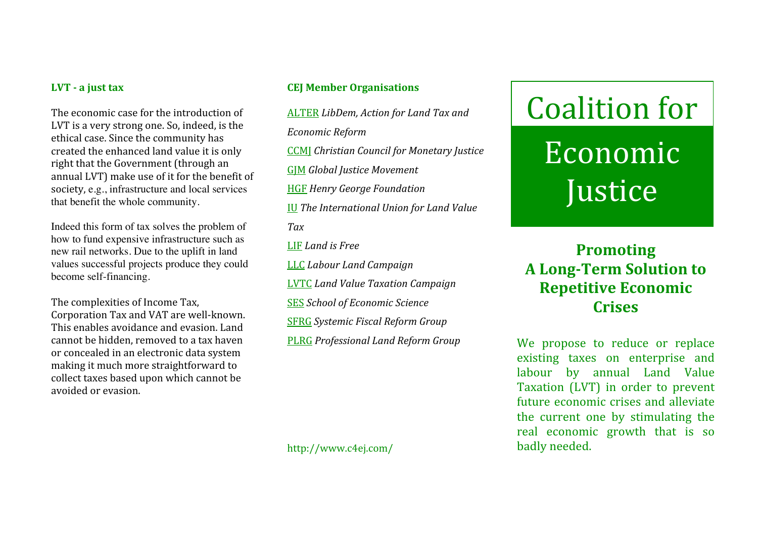## LVT - a just tax

The economic case for the introduction of LVT is a very strong one. So, indeed, is the ethical case. Since the community has created the enhanced land value it is only right that the Government (through an annual LVT) make use of it for the benefit of society, e.g., infrastructure and local services that benefit the whole community.

Indeed this form of tax solves the problem of how to fund expensive infrastructure such as new rail networks. Due to the uplift in land values successful projects produce they could become self-financing.

The complexities of Income Tax, Corporation Tax and VAT are well-known. This enables avoidance and evasion. Land cannot be hidden, removed to a tax haven or concealed in an electronic data system making it much more straightforward to collect taxes based upon which cannot be avoided or evasion.

## CEJ Member Organisations

ALTER *LibDem, Action for Land Tax and Economic Reform*

CCMJ *Christian Council for Monetary Justice*

GJM *Global Justice Movement*

HGF *Henry George Foundation*

IU *The International Union for Land Value Tax*

LIF *Land is Free*

LLC *Labour Land Campaign*

LVTC *Land Value Taxation Campaign*

SES *School of Economic Science*

SFRG *Systemic Fiscal Reform Group*

PLRG *Professional Land Reform Group*

http://www.c4ej.com/

# Coalition for Economic Justice

## Promoting A Long-Term Solution to Repetitive Economic Crises

We propose to reduce or replace existing taxes on enterprise and labour by annual Land Value Taxation (LVT) in order to prevent future economic crises and alleviate the current one by stimulating the real economic growth that is so badly needed.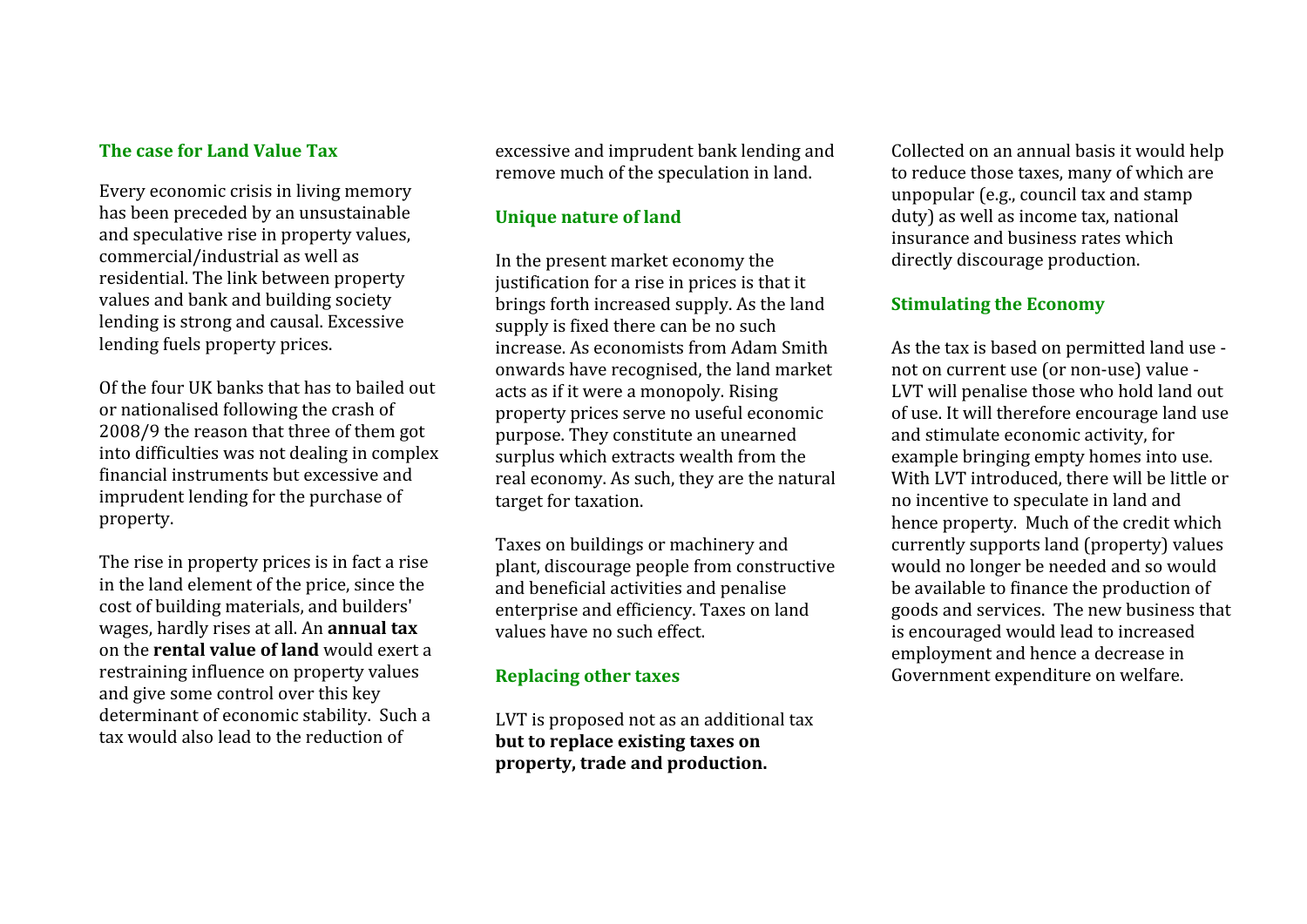## The case for Land Value Tax

Every economic crisis in living memory has been preceded by an unsustainable and speculative rise in property values, commercial/industrial as well as residential. The link between property values and bank and building society lending is strong and causal. Excessive lending fuels property prices.

Of the four UK banks that has to bailed out or nationalised following the crash of 2008/9 the reason that three of them got into difficulties was not dealing in complex financial instruments but excessive and imprudent lending for the purchase of property.

The rise in property prices is in fact a rise in the land element of the price, since the cost of building materials, and builders' wages, hardly rises at all. An **annual tax** on the **rental value of land** would exert a restraining influence on property values and give some control over this key determinant of economic stability. Such a tax would also lead to the reduction of excessive and imprudent bank lending and remove much of the speculation in land.

## Unique nature of land

In the present market economy the justification for a rise in prices is that it brings forth increased supply. As the land supply is fixed there can be no such increase. As economists from Adam Smith onwards have recognised, the land market acts as if it were a monopoly. Rising property prices serve no useful economic purpose. They constitute an unearned surplus which extracts wealth from the real economy. As such, they are the natural target for taxation.

Taxes on buildings or machinery and plant, discourage people from constructive and beneficial activities and penalise enterprise and efficiency. Taxes on land values have no such effect.

## Replacing other taxes

LVT is proposed not as an additional tax **but to replace existing taxes on property, trade and production.** Collected on an annual basis it would help to reduce those taxes, many of which are unpopular (e.g., council tax and stamp duty) as well as income tax, national insurance and business rates which directly discourage production.

## Stimulating the Economy

As the tax is based on permitted land use - not on current use (or non-use) value - LVT will penalise those who hold land out of use. It will therefore encourage land use and stimulate economic activity, for example bringing empty homes into use. With LVT introduced, there will be little or no incentive to speculate in land and hence property. Much of the credit which currently supports land (property) values would no longer be needed and so would be available to finance the production of goods and services. The new business that is encouraged would lead to increased employment and hence a decrease in Government expenditure on welfare.